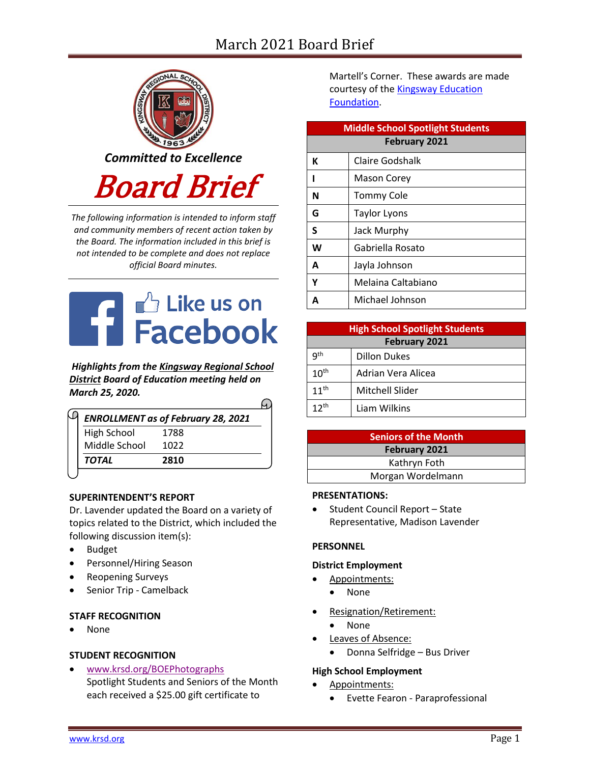# March 2021 Board Brief

***Committed to Excellence***

# *Board Brief*

*The following information is intended to inform staff and community members of recent action taken by the Board. The information included in this brief is not intended to be complete and does not replace official Board minutes.*

Like us on Facebook

***Highlights from the Kingsway Regional School District Board of Education meeting held on March 25, 2020.***

| ***ENROLLMENT as of February 28, 2021*** | |
|---|---|
| High School | 1788 |
| Middle School | 1022 |
| ***TOTAL*** | **2810** |

### SUPERINTENDENT'S REPORT

Dr. Lavender updated the Board on a variety of topics related to the District, which included the following discussion item(s):

- Budget
- Personnel/Hiring Season
- Reopening Surveys
- Senior Trip - Camelback

### STAFF RECOGNITION

- None

### STUDENT RECOGNITION

- www.krsd.org/BOEPhotographs
  Spotlight Students and Seniors of the Month each received a $25.00 gift certificate to Martell's Corner. These awards are made courtesy of the Kingsway Education Foundation.

| Middle School Spotlight Students | |
|---|---|
| **February 2021** | |
| **K** | Claire Godshalk |
| **I** | Mason Corey |
| **N** | Tommy Cole |
| **G** | Taylor Lyons |
| **S** | Jack Murphy |
| **W** | Gabriella Rosato |
| **A** | Jayla Johnson |
| **Y** | Melaina Caltabiano |
| **A** | Michael Johnson |

| High School Spotlight Students | |
|---|---|
| **February 2021** | |
| 9th | Dillon Dukes |
| 10th | Adrian Vera Alicea |
| 11th | Mitchell Slider |
| 12th | Liam Wilkins |

| Seniors of the Month |
|---|
| **February 2021** |
| Kathryn Foth |
| Morgan Wordelmann |

### PRESENTATIONS:

- Student Council Report – State Representative, Madison Lavender

### PERSONNEL

#### District Employment

- Appointments:
  - None
- Resignation/Retirement:
  - None
- Leaves of Absence:
  - Donna Selfridge – Bus Driver

#### High School Employment

- Appointments:
  - Evette Fearon - Paraprofessional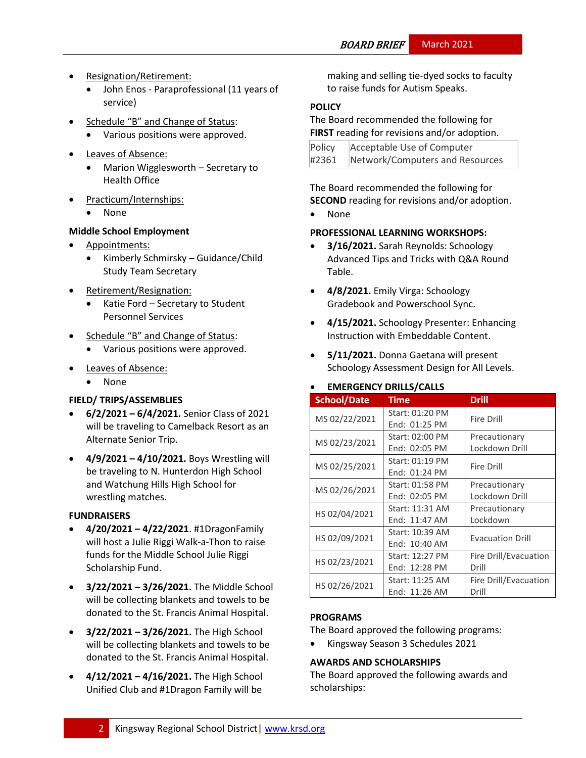- Resignation/Retirement:
  - John Enos - Paraprofessional (11 years of service)
- Schedule "B" and Change of Status:
  - Various positions were approved.
- Leaves of Absence:
  - Marion Wigglesworth – Secretary to Health Office
- Practicum/Internships:
  - None

**Middle School Employment**

- Appointments:
  - Kimberly Schmirsky – Guidance/Child Study Team Secretary
- Retirement/Resignation:
  - Katie Ford – Secretary to Student Personnel Services
- Schedule "B" and Change of Status:
  - Various positions were approved.
- Leaves of Absence:
  - None

**FIELD/ TRIPS/ASSEMBLIES**

- **6/2/2021 – 6/4/2021.** Senior Class of 2021 will be traveling to Camelback Resort as an Alternate Senior Trip.
- **4/9/2021 – 4/10/2021.** Boys Wrestling will be traveling to N. Hunterdon High School and Watchung Hills High School for wrestling matches.

**FUNDRAISERS**

- **4/20/2021 – 4/22/2021**. #1DragonFamily will host a Julie Riggi Walk-a-Thon to raise funds for the Middle School Julie Riggi Scholarship Fund.
- **3/22/2021 – 3/26/2021.** The Middle School will be collecting blankets and towels to be donated to the St. Francis Animal Hospital.
- **3/22/2021 – 3/26/2021.** The High School will be collecting blankets and towels to be donated to the St. Francis Animal Hospital.
- **4/12/2021 – 4/16/2021.** The High School Unified Club and #1Dragon Family will be making and selling tie-dyed socks to faculty to raise funds for Autism Speaks.

**POLICY**

The Board recommended the following for **FIRST** reading for revisions and/or adoption.

| Policy #2361 | Acceptable Use of Computer Network/Computers and Resources |
|---|---|

The Board recommended the following for **SECOND** reading for revisions and/or adoption.

- None

**PROFESSIONAL LEARNING WORKSHOPS:**

- **3/16/2021.** Sarah Reynolds: Schoology Advanced Tips and Tricks with Q&A Round Table.
- **4/8/2021.** Emily Virga: Schoology Gradebook and Powerschool Sync.
- **4/15/2021.** Schoology Presenter: Enhancing Instruction with Embeddable Content.
- **5/11/2021.** Donna Gaetana will present Schoology Assessment Design for All Levels.
- **EMERGENCY DRILLS/CALLS**

| School/Date | Time | Drill |
|---|---|---|
| MS 02/22/2021 | Start: 01:20 PM End: 01:25 PM | Fire Drill |
| MS 02/23/2021 | Start: 02:00 PM End: 02:05 PM | Precautionary Lockdown Drill |
| MS 02/25/2021 | Start: 01:19 PM End: 01:24 PM | Fire Drill |
| MS 02/26/2021 | Start: 01:58 PM End: 02:05 PM | Precautionary Lockdown Drill |
| HS 02/04/2021 | Start: 11:31 AM End: 11:47 AM | Precautionary Lockdown |
| HS 02/09/2021 | Start: 10:39 AM End: 10:40 AM | Evacuation Drill |
| HS 02/23/2021 | Start: 12:27 PM End: 12:28 PM | Fire Drill/Evacuation Drill |
| HS 02/26/2021 | Start: 11:25 AM End: 11:26 AM | Fire Drill/Evacuation Drill |

**PROGRAMS**

The Board approved the following programs:

- Kingsway Season 3 Schedules 2021

**AWARDS AND SCHOLARSHIPS**

The Board approved the following awards and scholarships: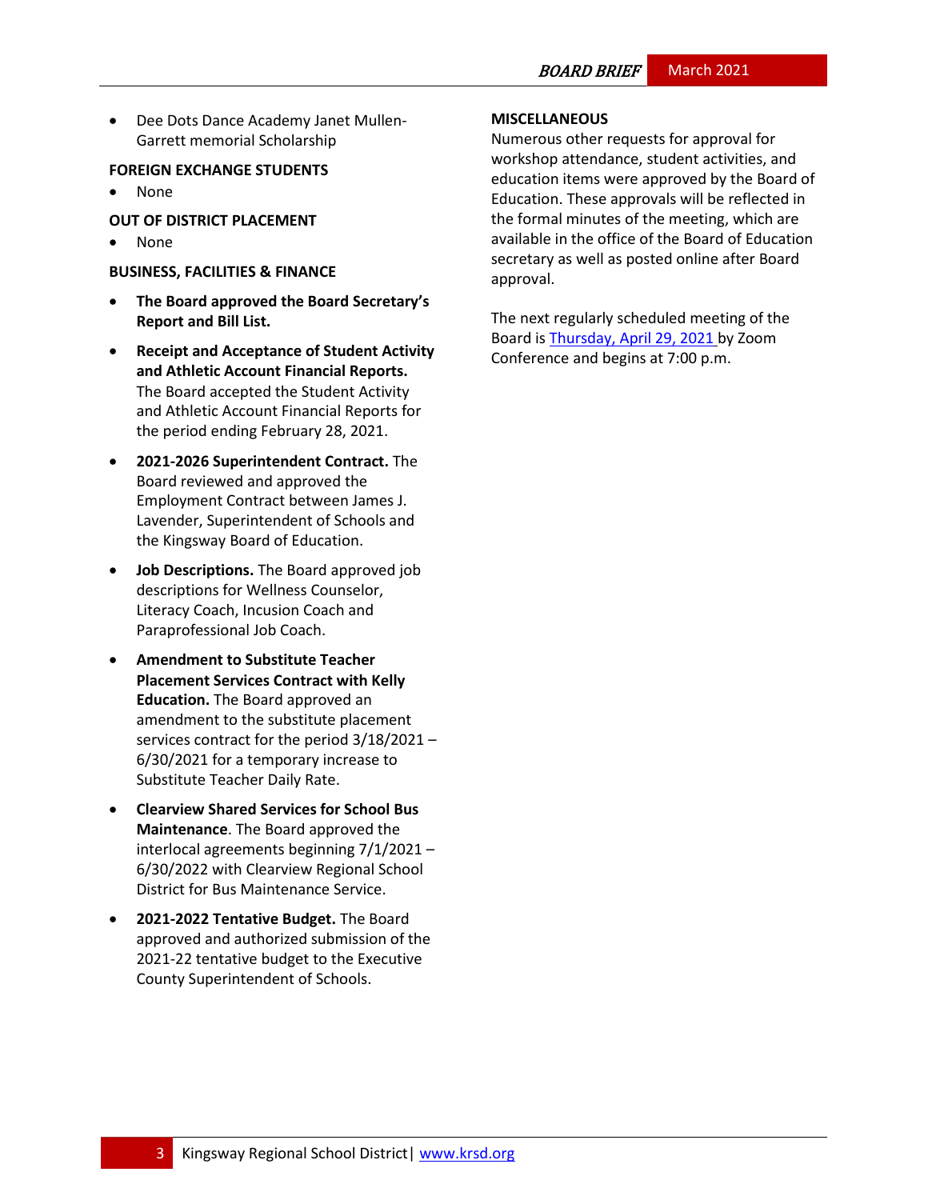- Dee Dots Dance Academy Janet Mullen-Garrett memorial Scholarship

**FOREIGN EXCHANGE STUDENTS**

- None

**OUT OF DISTRICT PLACEMENT**

- None

**BUSINESS, FACILITIES & FINANCE**

- **The Board approved the Board Secretary's Report and Bill List.**
- **Receipt and Acceptance of Student Activity and Athletic Account Financial Reports.** The Board accepted the Student Activity and Athletic Account Financial Reports for the period ending February 28, 2021.
- **2021-2026 Superintendent Contract.** The Board reviewed and approved the Employment Contract between James J. Lavender, Superintendent of Schools and the Kingsway Board of Education.
- **Job Descriptions.** The Board approved job descriptions for Wellness Counselor, Literacy Coach, Incusion Coach and Paraprofessional Job Coach.
- **Amendment to Substitute Teacher Placement Services Contract with Kelly Education.** The Board approved an amendment to the substitute placement services contract for the period 3/18/2021 – 6/30/2021 for a temporary increase to Substitute Teacher Daily Rate.
- **Clearview Shared Services for School Bus Maintenance**. The Board approved the interlocal agreements beginning 7/1/2021 – 6/30/2022 with Clearview Regional School District for Bus Maintenance Service.
- **2021-2022 Tentative Budget.** The Board approved and authorized submission of the 2021-22 tentative budget to the Executive County Superintendent of Schools.

**MISCELLANEOUS**

Numerous other requests for approval for workshop attendance, student activities, and education items were approved by the Board of Education. These approvals will be reflected in the formal minutes of the meeting, which are available in the office of the Board of Education secretary as well as posted online after Board approval.

The next regularly scheduled meeting of the Board is Thursday, April 29, 2021 by Zoom Conference and begins at 7:00 p.m.